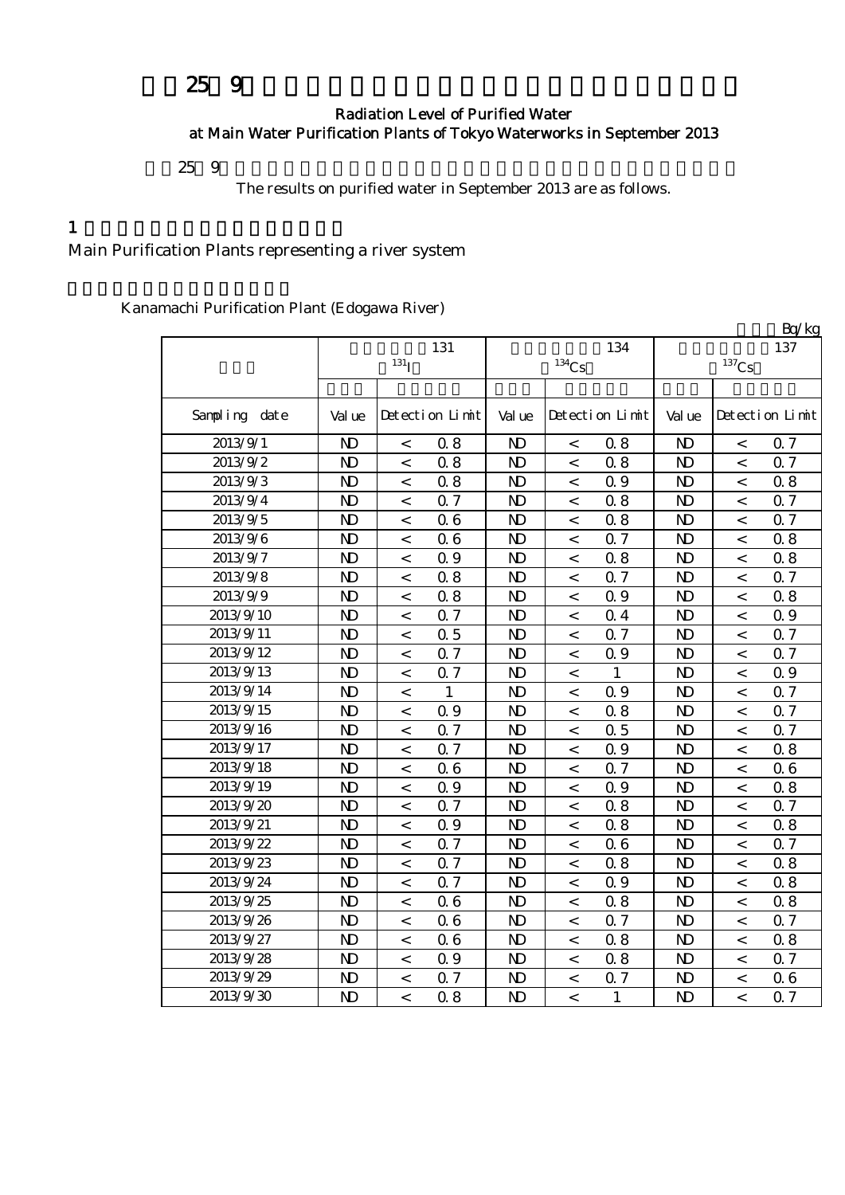# 平成25年9月 主要浄水場の浄水（水道水）の放射能測定結果

## Radiation Level of Purified Water at Main Water Purification Plants of Tokyo Waterworks in September 2013

平成25年9月の主要浄水場の浄水（水道水）の放射能測定結果は以下のとおりです。

The results on purified water in September 2013 are as follows.

## 1 水系を代表する主要浄水場

Main Purification Plants representing a river system

### 金町浄水場（江戸川）

Kanamachi Purification Plant (Edogawa River)

単位：Bq/kg

| 採水日 | 放射性ヨウ素131 ($^{131}I$) | | | 放射性セシウム134 ($^{134}Cs$) | | | 放射性セシウム137 ($^{137}Cs$) | | |
|---|---|---|---|---|---|---|---|---|---|
| | 測定値 | 検出限界値 | | 測定値 | 検出限界値 | | 測定値 | 検出限界値 | |
| Sampling date | Value | Detection Limit | | Value | Detection Limit | | Value | Detection Limit | |
| 2013/9/1 | ND | < | 0.8 | ND | < | 0.8 | ND | < | 0.7 |
| 2013/9/2 | ND | < | 0.8 | ND | < | 0.8 | ND | < | 0.7 |
| 2013/9/3 | ND | < | 0.8 | ND | < | 0.9 | ND | < | 0.8 |
| 2013/9/4 | ND | < | 0.7 | ND | < | 0.8 | ND | < | 0.7 |
| 2013/9/5 | ND | < | 0.6 | ND | < | 0.8 | ND | < | 0.7 |
| 2013/9/6 | ND | < | 0.6 | ND | < | 0.7 | ND | < | 0.8 |
| 2013/9/7 | ND | < | 0.9 | ND | < | 0.8 | ND | < | 0.8 |
| 2013/9/8 | ND | < | 0.8 | ND | < | 0.7 | ND | < | 0.7 |
| 2013/9/9 | ND | < | 0.8 | ND | < | 0.9 | ND | < | 0.8 |
| 2013/9/10 | ND | < | 0.7 | ND | < | 0.4 | ND | < | 0.9 |
| 2013/9/11 | ND | < | 0.5 | ND | < | 0.7 | ND | < | 0.7 |
| 2013/9/12 | ND | < | 0.7 | ND | < | 0.9 | ND | < | 0.7 |
| 2013/9/13 | ND | < | 0.7 | ND | < | 1 | ND | < | 0.9 |
| 2013/9/14 | ND | < | 1 | ND | < | 0.9 | ND | < | 0.7 |
| 2013/9/15 | ND | < | 0.9 | ND | < | 0.8 | ND | < | 0.7 |
| 2013/9/16 | ND | < | 0.7 | ND | < | 0.5 | ND | < | 0.7 |
| 2013/9/17 | ND | < | 0.7 | ND | < | 0.9 | ND | < | 0.8 |
| 2013/9/18 | ND | < | 0.6 | ND | < | 0.7 | ND | < | 0.6 |
| 2013/9/19 | ND | < | 0.9 | ND | < | 0.9 | ND | < | 0.8 |
| 2013/9/20 | ND | < | 0.7 | ND | < | 0.8 | ND | < | 0.7 |
| 2013/9/21 | ND | < | 0.9 | ND | < | 0.8 | ND | < | 0.8 |
| 2013/9/22 | ND | < | 0.7 | ND | < | 0.6 | ND | < | 0.7 |
| 2013/9/23 | ND | < | 0.7 | ND | < | 0.8 | ND | < | 0.8 |
| 2013/9/24 | ND | < | 0.7 | ND | < | 0.9 | ND | < | 0.8 |
| 2013/9/25 | ND | < | 0.6 | ND | < | 0.8 | ND | < | 0.8 |
| 2013/9/26 | ND | < | 0.6 | ND | < | 0.7 | ND | < | 0.7 |
| 2013/9/27 | ND | < | 0.6 | ND | < | 0.8 | ND | < | 0.8 |
| 2013/9/28 | ND | < | 0.9 | ND | < | 0.8 | ND | < | 0.7 |
| 2013/9/29 | ND | < | 0.7 | ND | < | 0.7 | ND | < | 0.6 |
| 2013/9/30 | ND | < | 0.8 | ND | < | 1 | ND | < | 0.7 |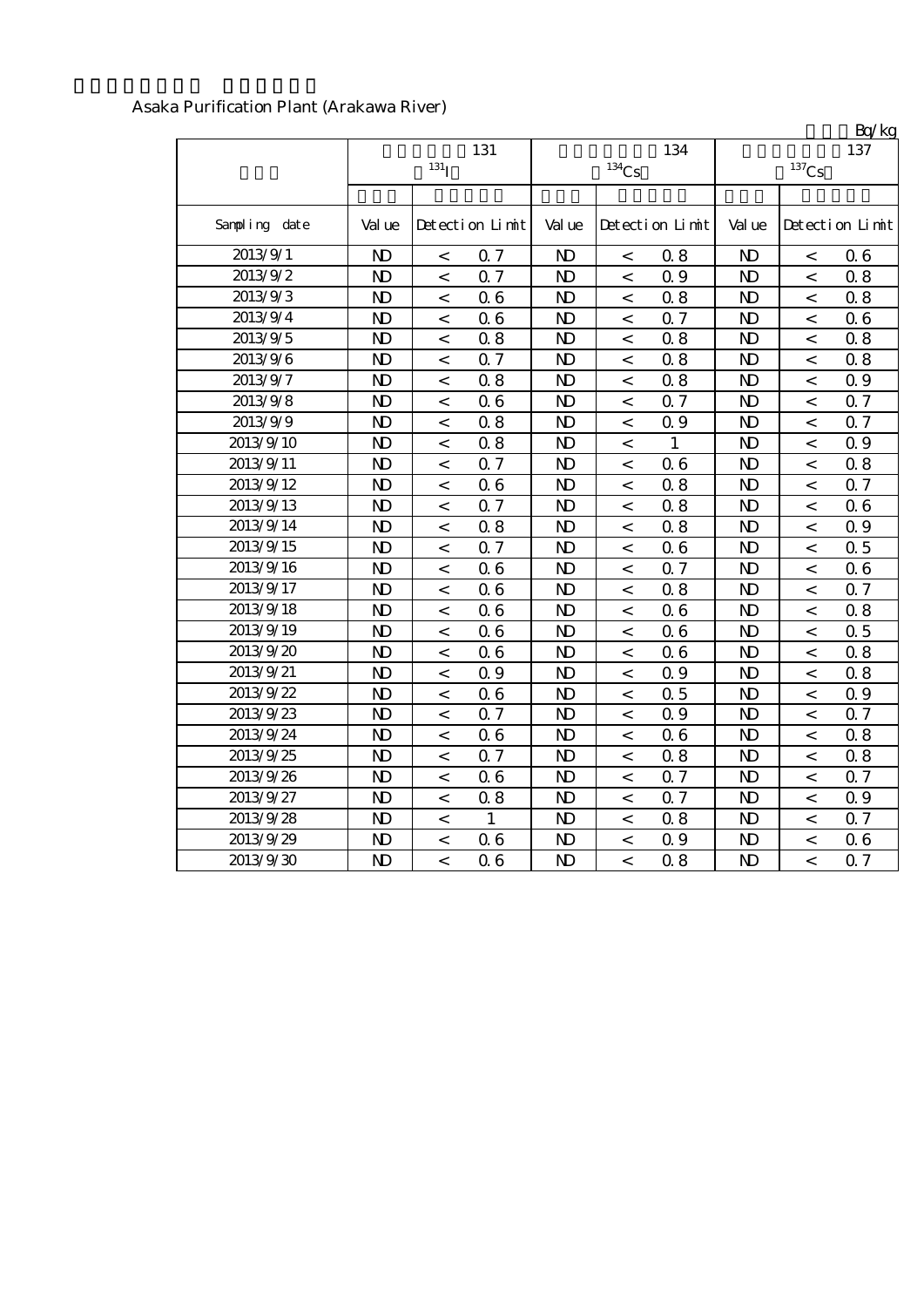Asaka Purification Plant (Arakawa River)

Bq/kg

| | 131 $^{131}I$ | | | 134 $^{134}Cs$ | | | 137 $^{137}Cs$ | | |
|---|---|---|---|---|---|---|---|---|---|
| Sampling date | Value | Detection Limit | | Value | Detection Limit | | Value | Detection Limit | |
| 2013/9/1 | ND | < | 0.7 | ND | < | 0.8 | ND | < | 0.6 |
| 2013/9/2 | ND | < | 0.7 | ND | < | 0.9 | ND | < | 0.8 |
| 2013/9/3 | ND | < | 0.6 | ND | < | 0.8 | ND | < | 0.8 |
| 2013/9/4 | ND | < | 0.6 | ND | < | 0.7 | ND | < | 0.6 |
| 2013/9/5 | ND | < | 0.8 | ND | < | 0.8 | ND | < | 0.8 |
| 2013/9/6 | ND | < | 0.7 | ND | < | 0.8 | ND | < | 0.8 |
| 2013/9/7 | ND | < | 0.8 | ND | < | 0.8 | ND | < | 0.9 |
| 2013/9/8 | ND | < | 0.6 | ND | < | 0.7 | ND | < | 0.7 |
| 2013/9/9 | ND | < | 0.8 | ND | < | 0.9 | ND | < | 0.7 |
| 2013/9/10 | ND | < | 0.8 | ND | < | 1 | ND | < | 0.9 |
| 2013/9/11 | ND | < | 0.7 | ND | < | 0.6 | ND | < | 0.8 |
| 2013/9/12 | ND | < | 0.6 | ND | < | 0.8 | ND | < | 0.7 |
| 2013/9/13 | ND | < | 0.7 | ND | < | 0.8 | ND | < | 0.6 |
| 2013/9/14 | ND | < | 0.8 | ND | < | 0.8 | ND | < | 0.9 |
| 2013/9/15 | ND | < | 0.7 | ND | < | 0.6 | ND | < | 0.5 |
| 2013/9/16 | ND | < | 0.6 | ND | < | 0.7 | ND | < | 0.6 |
| 2013/9/17 | ND | < | 0.6 | ND | < | 0.8 | ND | < | 0.7 |
| 2013/9/18 | ND | < | 0.6 | ND | < | 0.6 | ND | < | 0.8 |
| 2013/9/19 | ND | < | 0.6 | ND | < | 0.6 | ND | < | 0.5 |
| 2013/9/20 | ND | < | 0.6 | ND | < | 0.6 | ND | < | 0.8 |
| 2013/9/21 | ND | < | 0.9 | ND | < | 0.9 | ND | < | 0.8 |
| 2013/9/22 | ND | < | 0.6 | ND | < | 0.5 | ND | < | 0.9 |
| 2013/9/23 | ND | < | 0.7 | ND | < | 0.9 | ND | < | 0.7 |
| 2013/9/24 | ND | < | 0.6 | ND | < | 0.6 | ND | < | 0.8 |
| 2013/9/25 | ND | < | 0.7 | ND | < | 0.8 | ND | < | 0.8 |
| 2013/9/26 | ND | < | 0.6 | ND | < | 0.7 | ND | < | 0.7 |
| 2013/9/27 | ND | < | 0.8 | ND | < | 0.7 | ND | < | 0.9 |
| 2013/9/28 | ND | < | 1 | ND | < | 0.8 | ND | < | 0.7 |
| 2013/9/29 | ND | < | 0.6 | ND | < | 0.9 | ND | < | 0.6 |
| 2013/9/30 | ND | < | 0.6 | ND | < | 0.8 | ND | < | 0.7 |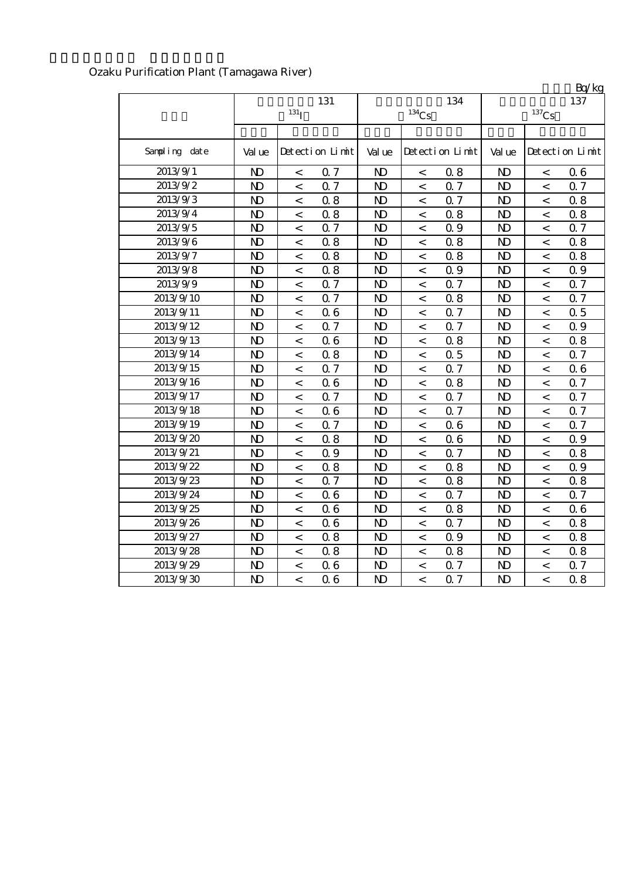Ozaku Purification Plant (Tamagawa River)

Bq/kg

| | 131 $^{131}I$ | | | 134 $^{134}Cs$ | | | 137 $^{137}Cs$ | | |
|---|---|---|---|---|---|---|---|---|---|
| Sampling date | Value | Detection Limit | | Value | Detection Limit | | Value | Detection Limit | |
| 2013/9/1 | ND | < | 0.7 | ND | < | 0.8 | ND | < | 0.6 |
| 2013/9/2 | ND | < | 0.7 | ND | < | 0.7 | ND | < | 0.7 |
| 2013/9/3 | ND | < | 0.8 | ND | < | 0.7 | ND | < | 0.8 |
| 2013/9/4 | ND | < | 0.8 | ND | < | 0.8 | ND | < | 0.8 |
| 2013/9/5 | ND | < | 0.7 | ND | < | 0.9 | ND | < | 0.7 |
| 2013/9/6 | ND | < | 0.8 | ND | < | 0.8 | ND | < | 0.8 |
| 2013/9/7 | ND | < | 0.8 | ND | < | 0.8 | ND | < | 0.8 |
| 2013/9/8 | ND | < | 0.8 | ND | < | 0.9 | ND | < | 0.9 |
| 2013/9/9 | ND | < | 0.7 | ND | < | 0.7 | ND | < | 0.7 |
| 2013/9/10 | ND | < | 0.7 | ND | < | 0.8 | ND | < | 0.7 |
| 2013/9/11 | ND | < | 0.6 | ND | < | 0.7 | ND | < | 0.5 |
| 2013/9/12 | ND | < | 0.7 | ND | < | 0.7 | ND | < | 0.9 |
| 2013/9/13 | ND | < | 0.6 | ND | < | 0.8 | ND | < | 0.8 |
| 2013/9/14 | ND | < | 0.8 | ND | < | 0.5 | ND | < | 0.7 |
| 2013/9/15 | ND | < | 0.7 | ND | < | 0.7 | ND | < | 0.6 |
| 2013/9/16 | ND | < | 0.6 | ND | < | 0.8 | ND | < | 0.7 |
| 2013/9/17 | ND | < | 0.7 | ND | < | 0.7 | ND | < | 0.7 |
| 2013/9/18 | ND | < | 0.6 | ND | < | 0.7 | ND | < | 0.7 |
| 2013/9/19 | ND | < | 0.7 | ND | < | 0.6 | ND | < | 0.7 |
| 2013/9/20 | ND | < | 0.8 | ND | < | 0.6 | ND | < | 0.9 |
| 2013/9/21 | ND | < | 0.9 | ND | < | 0.7 | ND | < | 0.8 |
| 2013/9/22 | ND | < | 0.8 | ND | < | 0.8 | ND | < | 0.9 |
| 2013/9/23 | ND | < | 0.7 | ND | < | 0.8 | ND | < | 0.8 |
| 2013/9/24 | ND | < | 0.6 | ND | < | 0.7 | ND | < | 0.7 |
| 2013/9/25 | ND | < | 0.6 | ND | < | 0.8 | ND | < | 0.6 |
| 2013/9/26 | ND | < | 0.6 | ND | < | 0.7 | ND | < | 0.8 |
| 2013/9/27 | ND | < | 0.8 | ND | < | 0.9 | ND | < | 0.8 |
| 2013/9/28 | ND | < | 0.8 | ND | < | 0.8 | ND | < | 0.8 |
| 2013/9/29 | ND | < | 0.6 | ND | < | 0.7 | ND | < | 0.7 |
| 2013/9/30 | ND | < | 0.6 | ND | < | 0.7 | ND | < | 0.8 |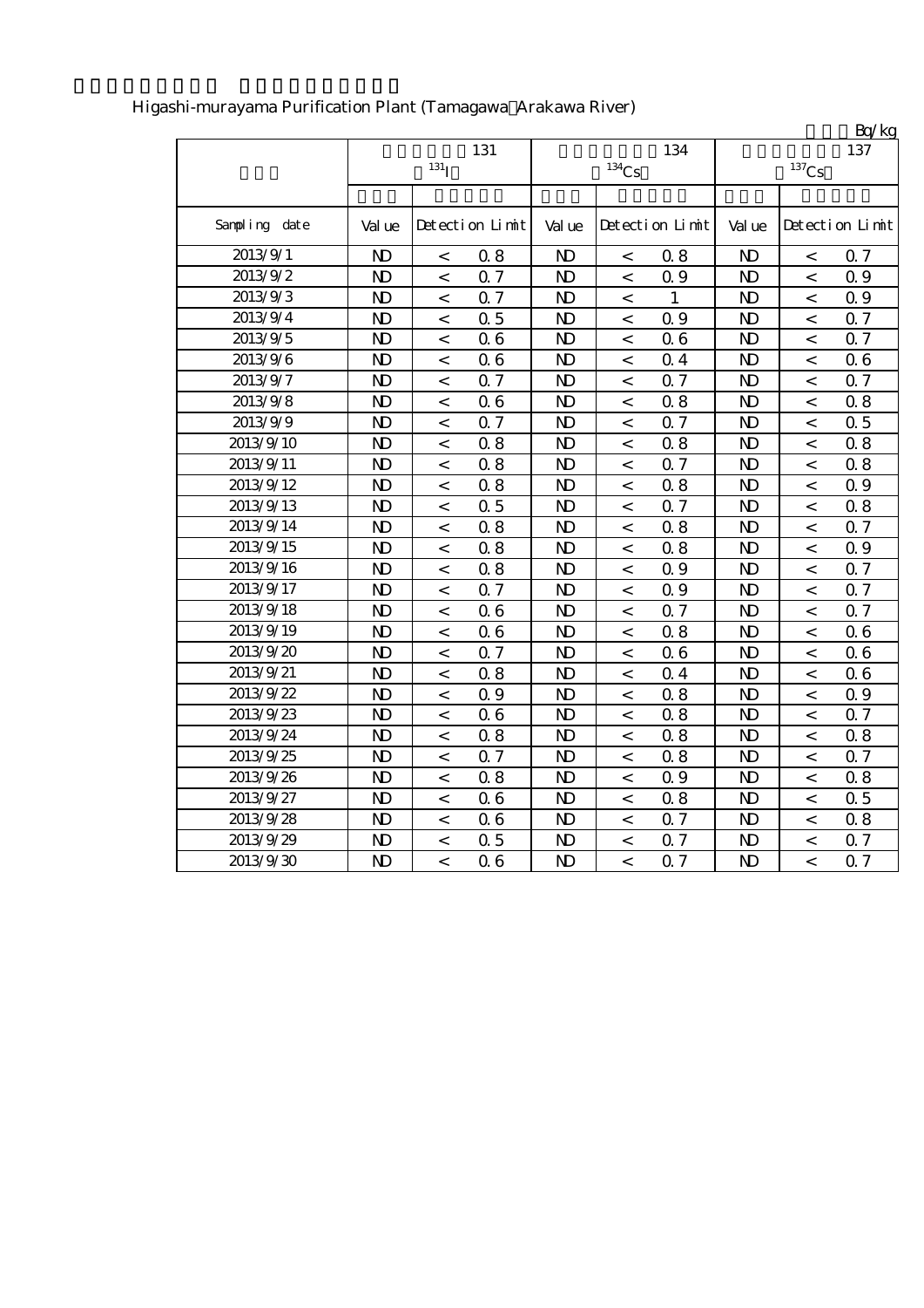Higashi-murayama Purification Plant (Tamagawa・Arakawa River)

Bq/kg

| | 131 $^{131}$I | | | 134 $^{134}$Cs | | | 137 $^{137}$Cs | | |
|---|---|---|---|---|---|---|---|---|---|
| Sampling date | Value | Detection Limit | | Value | Detection Limit | | Value | Detection Limit | |
| 2013/9/1 | ND | < | 0.8 | ND | < | 0.8 | ND | < | 0.7 |
| 2013/9/2 | ND | < | 0.7 | ND | < | 0.9 | ND | < | 0.9 |
| 2013/9/3 | ND | < | 0.7 | ND | < | 1 | ND | < | 0.9 |
| 2013/9/4 | ND | < | 0.5 | ND | < | 0.9 | ND | < | 0.7 |
| 2013/9/5 | ND | < | 0.6 | ND | < | 0.6 | ND | < | 0.7 |
| 2013/9/6 | ND | < | 0.6 | ND | < | 0.4 | ND | < | 0.6 |
| 2013/9/7 | ND | < | 0.7 | ND | < | 0.7 | ND | < | 0.7 |
| 2013/9/8 | ND | < | 0.6 | ND | < | 0.8 | ND | < | 0.8 |
| 2013/9/9 | ND | < | 0.7 | ND | < | 0.7 | ND | < | 0.5 |
| 2013/9/10 | ND | < | 0.8 | ND | < | 0.8 | ND | < | 0.8 |
| 2013/9/11 | ND | < | 0.8 | ND | < | 0.7 | ND | < | 0.8 |
| 2013/9/12 | ND | < | 0.8 | ND | < | 0.8 | ND | < | 0.9 |
| 2013/9/13 | ND | < | 0.5 | ND | < | 0.7 | ND | < | 0.8 |
| 2013/9/14 | ND | < | 0.8 | ND | < | 0.8 | ND | < | 0.7 |
| 2013/9/15 | ND | < | 0.8 | ND | < | 0.8 | ND | < | 0.9 |
| 2013/9/16 | ND | < | 0.8 | ND | < | 0.9 | ND | < | 0.7 |
| 2013/9/17 | ND | < | 0.7 | ND | < | 0.9 | ND | < | 0.7 |
| 2013/9/18 | ND | < | 0.6 | ND | < | 0.7 | ND | < | 0.7 |
| 2013/9/19 | ND | < | 0.6 | ND | < | 0.8 | ND | < | 0.6 |
| 2013/9/20 | ND | < | 0.7 | ND | < | 0.6 | ND | < | 0.6 |
| 2013/9/21 | ND | < | 0.8 | ND | < | 0.4 | ND | < | 0.6 |
| 2013/9/22 | ND | < | 0.9 | ND | < | 0.8 | ND | < | 0.9 |
| 2013/9/23 | ND | < | 0.6 | ND | < | 0.8 | ND | < | 0.7 |
| 2013/9/24 | ND | < | 0.8 | ND | < | 0.8 | ND | < | 0.8 |
| 2013/9/25 | ND | < | 0.7 | ND | < | 0.8 | ND | < | 0.7 |
| 2013/9/26 | ND | < | 0.8 | ND | < | 0.9 | ND | < | 0.8 |
| 2013/9/27 | ND | < | 0.6 | ND | < | 0.8 | ND | < | 0.5 |
| 2013/9/28 | ND | < | 0.6 | ND | < | 0.7 | ND | < | 0.8 |
| 2013/9/29 | ND | < | 0.5 | ND | < | 0.7 | ND | < | 0.7 |
| 2013/9/30 | ND | < | 0.6 | ND | < | 0.7 | ND | < | 0.7 |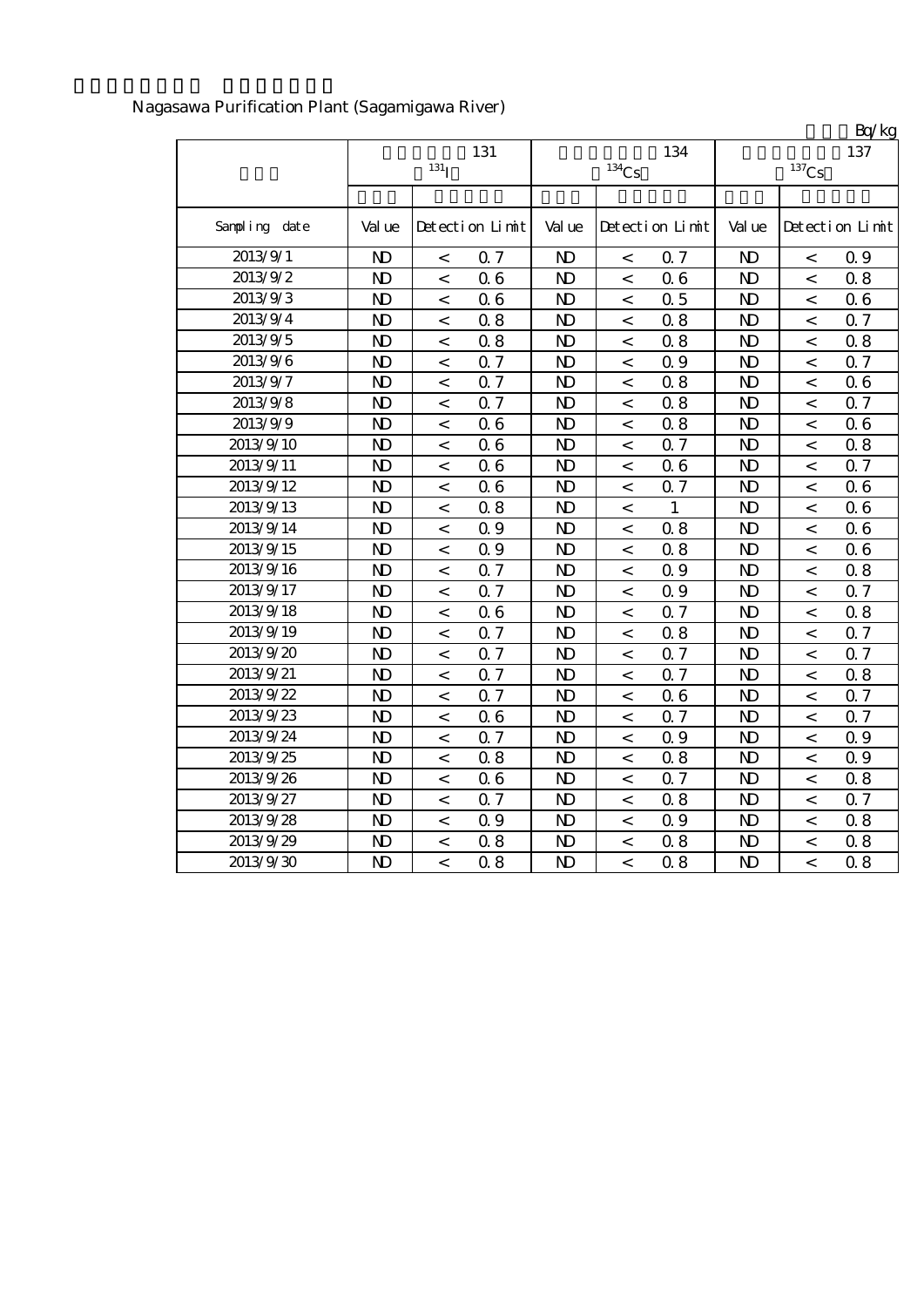Nagasawa Purification Plant (Sagamigawa River)

Bq/kg

| | 131 $^{131}$I | | | 134 $^{134}$Cs | | | 137 $^{137}$Cs | | |
|---|---|---|---|---|---|---|---|---|---|
| Sampling date | Value | Detection Limit | | Value | Detection Limit | | Value | Detection Limit | |
| 2013/9/1 | ND | < | 0.7 | ND | < | 0.7 | ND | < | 0.9 |
| 2013/9/2 | ND | < | 0.6 | ND | < | 0.6 | ND | < | 0.8 |
| 2013/9/3 | ND | < | 0.6 | ND | < | 0.5 | ND | < | 0.6 |
| 2013/9/4 | ND | < | 0.8 | ND | < | 0.8 | ND | < | 0.7 |
| 2013/9/5 | ND | < | 0.8 | ND | < | 0.8 | ND | < | 0.8 |
| 2013/9/6 | ND | < | 0.7 | ND | < | 0.9 | ND | < | 0.7 |
| 2013/9/7 | ND | < | 0.7 | ND | < | 0.8 | ND | < | 0.6 |
| 2013/9/8 | ND | < | 0.7 | ND | < | 0.8 | ND | < | 0.7 |
| 2013/9/9 | ND | < | 0.6 | ND | < | 0.8 | ND | < | 0.6 |
| 2013/9/10 | ND | < | 0.6 | ND | < | 0.7 | ND | < | 0.8 |
| 2013/9/11 | ND | < | 0.6 | ND | < | 0.6 | ND | < | 0.7 |
| 2013/9/12 | ND | < | 0.6 | ND | < | 0.7 | ND | < | 0.6 |
| 2013/9/13 | ND | < | 0.8 | ND | < | 1 | ND | < | 0.6 |
| 2013/9/14 | ND | < | 0.9 | ND | < | 0.8 | ND | < | 0.6 |
| 2013/9/15 | ND | < | 0.9 | ND | < | 0.8 | ND | < | 0.6 |
| 2013/9/16 | ND | < | 0.7 | ND | < | 0.9 | ND | < | 0.8 |
| 2013/9/17 | ND | < | 0.7 | ND | < | 0.9 | ND | < | 0.7 |
| 2013/9/18 | ND | < | 0.6 | ND | < | 0.7 | ND | < | 0.8 |
| 2013/9/19 | ND | < | 0.7 | ND | < | 0.8 | ND | < | 0.7 |
| 2013/9/20 | ND | < | 0.7 | ND | < | 0.7 | ND | < | 0.7 |
| 2013/9/21 | ND | < | 0.7 | ND | < | 0.7 | ND | < | 0.8 |
| 2013/9/22 | ND | < | 0.7 | ND | < | 0.6 | ND | < | 0.7 |
| 2013/9/23 | ND | < | 0.6 | ND | < | 0.7 | ND | < | 0.7 |
| 2013/9/24 | ND | < | 0.7 | ND | < | 0.9 | ND | < | 0.9 |
| 2013/9/25 | ND | < | 0.8 | ND | < | 0.8 | ND | < | 0.9 |
| 2013/9/26 | ND | < | 0.6 | ND | < | 0.7 | ND | < | 0.8 |
| 2013/9/27 | ND | < | 0.7 | ND | < | 0.8 | ND | < | 0.7 |
| 2013/9/28 | ND | < | 0.9 | ND | < | 0.9 | ND | < | 0.8 |
| 2013/9/29 | ND | < | 0.8 | ND | < | 0.8 | ND | < | 0.8 |
| 2013/9/30 | ND | < | 0.8 | ND | < | 0.8 | ND | < | 0.8 |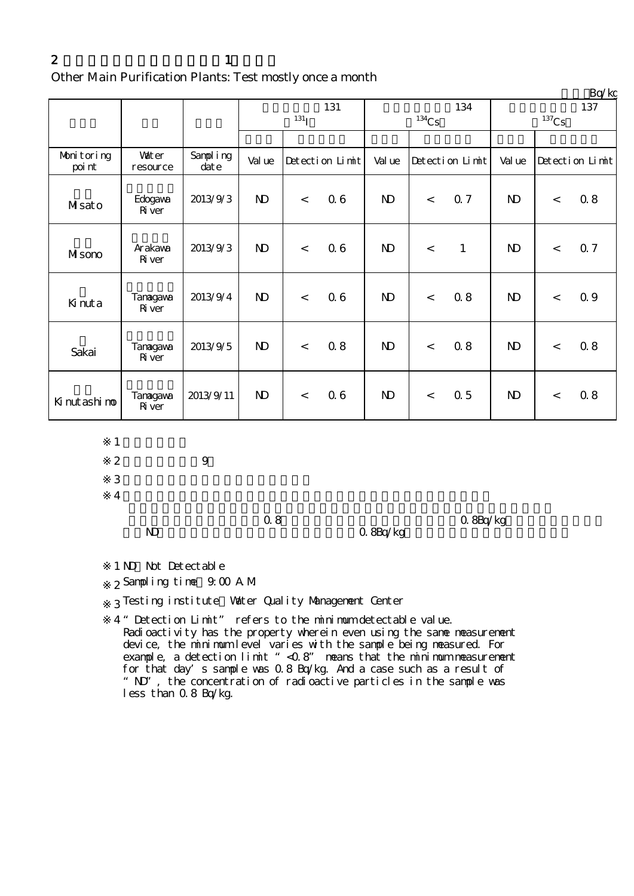2 1

Other Main Purification Plants: Test mostly once a month

Bq/kg

| | | | 131 $^{131}I$ | | | 134 $^{134}Cs$ | | | 137 $^{137}Cs$ | | |
|---|---|---|---|---|---|---|---|---|---|---|---|
| Monitoring point | Water resource | Sampling date | Value | Detection Limit | | Value | Detection Limit | | Value | Detection Limit | |
| Misato | Edogawa River | 2013/9/3 | ND | < | 0.6 | ND | < | 0.7 | ND | < | 0.8 |
| Misono | Arakawa River | 2013/9/3 | ND | < | 0.6 | ND | < | 1 | ND | < | 0.7 |
| Kinuta | Tamagawa River | 2013/9/4 | ND | < | 0.6 | ND | < | 0.8 | ND | < | 0.9 |
| Sakai | Tamagawa River | 2013/9/5 | ND | < | 0.8 | ND | < | 0.8 | ND | < | 0.8 |
| Kinutashimo | Tamagawa River | 2013/9/11 | ND | < | 0.6 | ND | < | 0.5 | ND | < | 0.8 |

※1

※2 9

※3

※4

0.8 0.8Bq/kg

ND 0.8Bq/kg

※1 ND: Not Detectable

※2 Sampling time: 9:00 A.M.

※3 Testing institute: Water Quality Management Center

※4 "Detection Limit" refers to the minimum detectable value. Radioactivity has the property wherein even using the same measurement device, the minimum level varies with the sample being measured. For example, a detection limit "<0.8" means that the minimum measurement for that day's sample was 0.8 Bq/kg. And a case such as a result of "ND", the concentration of radioactive particles in the sample was less than 0.8 Bq/kg.